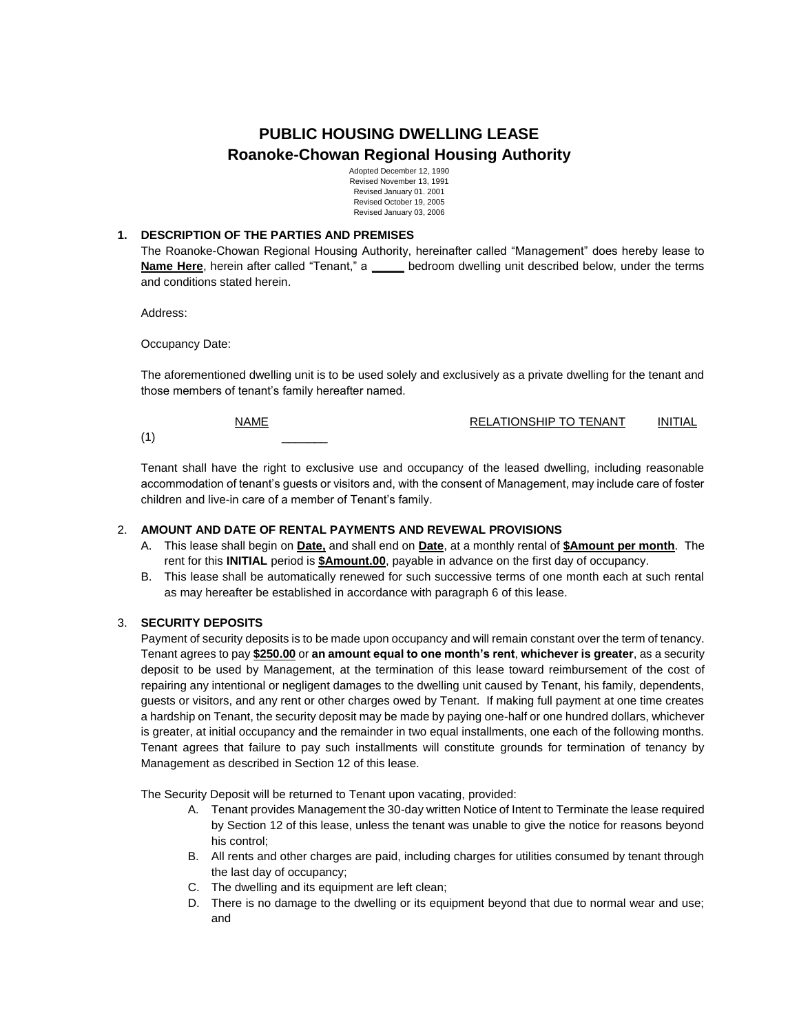# PUBLIC HOUSING DWELLING LEASE
## Roanoke-Chowan Regional Housing Authority

Adopted December 12, 1990
Revised November 13, 1991
Revised January 01. 2001
Revised October 19, 2005
Revised January 03, 2006

**1. DESCRIPTION OF THE PARTIES AND PREMISES**

The Roanoke-Chowan Regional Housing Authority, hereinafter called "Management" does hereby lease to **Name Here**, herein after called "Tenant," a _____ bedroom dwelling unit described below, under the terms and conditions stated herein.

Address:

Occupancy Date:

The aforementioned dwelling unit is to be used solely and exclusively as a private dwelling for the tenant and those members of tenant's family hereafter named.

| | NAME | RELATIONSHIP TO TENANT | INITIAL |
|---|---|---|---|
| (1) | _______ | | |

Tenant shall have the right to exclusive use and occupancy of the leased dwelling, including reasonable accommodation of tenant's guests or visitors and, with the consent of Management, may include care of foster children and live-in care of a member of Tenant's family.

2. **AMOUNT AND DATE OF RENTAL PAYMENTS AND REVEWAL PROVISIONS**

A. This lease shall begin on **Date,** and shall end on **Date**, at a monthly rental of **$Amount per month**. The rent for this **INITIAL** period is **$Amount.00**, payable in advance on the first day of occupancy.

B. This lease shall be automatically renewed for such successive terms of one month each at such rental as may hereafter be established in accordance with paragraph 6 of this lease.

3. **SECURITY DEPOSITS**

Payment of security deposits is to be made upon occupancy and will remain constant over the term of tenancy. Tenant agrees to pay **$250.00** or **an amount equal to one month's rent**, **whichever is greater**, as a security deposit to be used by Management, at the termination of this lease toward reimbursement of the cost of repairing any intentional or negligent damages to the dwelling unit caused by Tenant, his family, dependents, guests or visitors, and any rent or other charges owed by Tenant. If making full payment at one time creates a hardship on Tenant, the security deposit may be made by paying one-half or one hundred dollars, whichever is greater, at initial occupancy and the remainder in two equal installments, one each of the following months. Tenant agrees that failure to pay such installments will constitute grounds for termination of tenancy by Management as described in Section 12 of this lease.

The Security Deposit will be returned to Tenant upon vacating, provided:

A. Tenant provides Management the 30-day written Notice of Intent to Terminate the lease required by Section 12 of this lease, unless the tenant was unable to give the notice for reasons beyond his control;

B. All rents and other charges are paid, including charges for utilities consumed by tenant through the last day of occupancy;

C. The dwelling and its equipment are left clean;

D. There is no damage to the dwelling or its equipment beyond that due to normal wear and use; and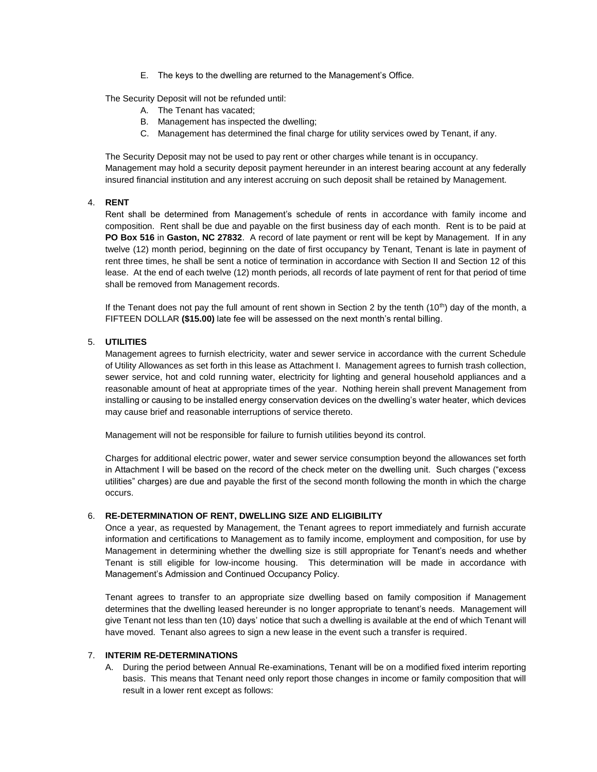E. The keys to the dwelling are returned to the Management's Office.

The Security Deposit will not be refunded until:

A. The Tenant has vacated;
B. Management has inspected the dwelling;
C. Management has determined the final charge for utility services owed by Tenant, if any.

The Security Deposit may not be used to pay rent or other charges while tenant is in occupancy. Management may hold a security deposit payment hereunder in an interest bearing account at any federally insured financial institution and any interest accruing on such deposit shall be retained by Management.

4. **RENT**

Rent shall be determined from Management's schedule of rents in accordance with family income and composition. Rent shall be due and payable on the first business day of each month. Rent is to be paid at **PO Box 516** in **Gaston, NC 27832**. A record of late payment or rent will be kept by Management. If in any twelve (12) month period, beginning on the date of first occupancy by Tenant, Tenant is late in payment of rent three times, he shall be sent a notice of termination in accordance with Section II and Section 12 of this lease. At the end of each twelve (12) month periods, all records of late payment of rent for that period of time shall be removed from Management records.

If the Tenant does not pay the full amount of rent shown in Section 2 by the tenth (10th) day of the month, a FIFTEEN DOLLAR **($15.00)** late fee will be assessed on the next month's rental billing.

5. **UTILITIES**

Management agrees to furnish electricity, water and sewer service in accordance with the current Schedule of Utility Allowances as set forth in this lease as Attachment I. Management agrees to furnish trash collection, sewer service, hot and cold running water, electricity for lighting and general household appliances and a reasonable amount of heat at appropriate times of the year. Nothing herein shall prevent Management from installing or causing to be installed energy conservation devices on the dwelling's water heater, which devices may cause brief and reasonable interruptions of service thereto.

Management will not be responsible for failure to furnish utilities beyond its control.

Charges for additional electric power, water and sewer service consumption beyond the allowances set forth in Attachment I will be based on the record of the check meter on the dwelling unit. Such charges ("excess utilities" charges) are due and payable the first of the second month following the month in which the charge occurs.

6. **RE-DETERMINATION OF RENT, DWELLING SIZE AND ELIGIBILITY**

Once a year, as requested by Management, the Tenant agrees to report immediately and furnish accurate information and certifications to Management as to family income, employment and composition, for use by Management in determining whether the dwelling size is still appropriate for Tenant's needs and whether Tenant is still eligible for low-income housing. This determination will be made in accordance with Management's Admission and Continued Occupancy Policy.

Tenant agrees to transfer to an appropriate size dwelling based on family composition if Management determines that the dwelling leased hereunder is no longer appropriate to tenant's needs. Management will give Tenant not less than ten (10) days' notice that such a dwelling is available at the end of which Tenant will have moved. Tenant also agrees to sign a new lease in the event such a transfer is required.

7. **INTERIM RE-DETERMINATIONS**

A. During the period between Annual Re-examinations, Tenant will be on a modified fixed interim reporting basis. This means that Tenant need only report those changes in income or family composition that will result in a lower rent except as follows: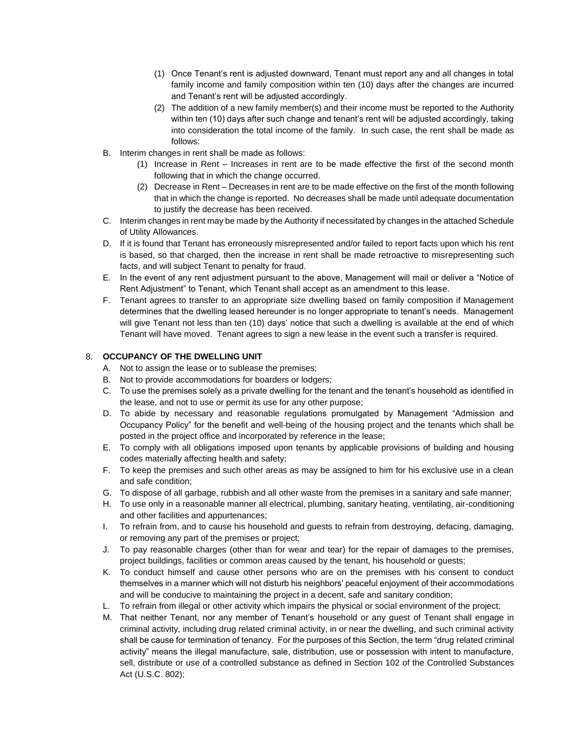(1) Once Tenant's rent is adjusted downward, Tenant must report any and all changes in total family income and family composition within ten (10) days after the changes are incurred and Tenant's rent will be adjusted accordingly.

(2) The addition of a new family member(s) and their income must be reported to the Authority within ten (10) days after such change and tenant's rent will be adjusted accordingly, taking into consideration the total income of the family. In such case, the rent shall be made as follows:

B. Interim changes in rent shall be made as follows:

   (1) Increase in Rent – Increases in rent are to be made effective the first of the second month following that in which the change occurred.

   (2) Decrease in Rent – Decreases in rent are to be made effective on the first of the month following that in which the change is reported. No decreases shall be made until adequate documentation to justify the decrease has been received.

C. Interim changes in rent may be made by the Authority if necessitated by changes in the attached Schedule of Utility Allowances.

D. If it is found that Tenant has erroneously misrepresented and/or failed to report facts upon which his rent is based, so that charged, then the increase in rent shall be made retroactive to misrepresenting such facts, and will subject Tenant to penalty for fraud.

E. In the event of any rent adjustment pursuant to the above, Management will mail or deliver a "Notice of Rent Adjustment" to Tenant, which Tenant shall accept as an amendment to this lease.

F. Tenant agrees to transfer to an appropriate size dwelling based on family composition if Management determines that the dwelling leased hereunder is no longer appropriate to tenant's needs. Management will give Tenant not less than ten (10) days' notice that such a dwelling is available at the end of which Tenant will have moved. Tenant agrees to sign a new lease in the event such a transfer is required.

8. **OCCUPANCY OF THE DWELLING UNIT**

A. Not to assign the lease or to sublease the premises;

B. Not to provide accommodations for boarders or lodgers;

C. To use the premises solely as a private dwelling for the tenant and the tenant's household as identified in the lease, and not to use or permit its use for any other purpose;

D. To abide by necessary and reasonable regulations promulgated by Management "Admission and Occupancy Policy" for the benefit and well-being of the housing project and the tenants which shall be posted in the project office and incorporated by reference in the lease;

E. To comply with all obligations imposed upon tenants by applicable provisions of building and housing codes materially affecting health and safety;

F. To keep the premises and such other areas as may be assigned to him for his exclusive use in a clean and safe condition;

G. To dispose of all garbage, rubbish and all other waste from the premises in a sanitary and safe manner;

H. To use only in a reasonable manner all electrical, plumbing, sanitary heating, ventilating, air-conditioning and other facilities and appurtenances;

I. To refrain from, and to cause his household and guests to refrain from destroying, defacing, damaging, or removing any part of the premises or project;

J. To pay reasonable charges (other than for wear and tear) for the repair of damages to the premises, project buildings, facilities or common areas caused by the tenant, his household or guests;

K. To conduct himself and cause other persons who are on the premises with his consent to conduct themselves in a manner which will not disturb his neighbors' peaceful enjoyment of their accommodations and will be conducive to maintaining the project in a decent, safe and sanitary condition;

L. To refrain from illegal or other activity which impairs the physical or social environment of the project;

M. That neither Tenant, nor any member of Tenant's household or any guest of Tenant shall engage in criminal activity, including drug related criminal activity, in or near the dwelling, and such criminal activity shall be cause for termination of tenancy. For the purposes of this Section, the term "drug related criminal activity" means the illegal manufacture, sale, distribution, use or possession with intent to manufacture, sell, distribute or use of a controlled substance as defined in Section 102 of the Controlled Substances Act (U.S.C. 802);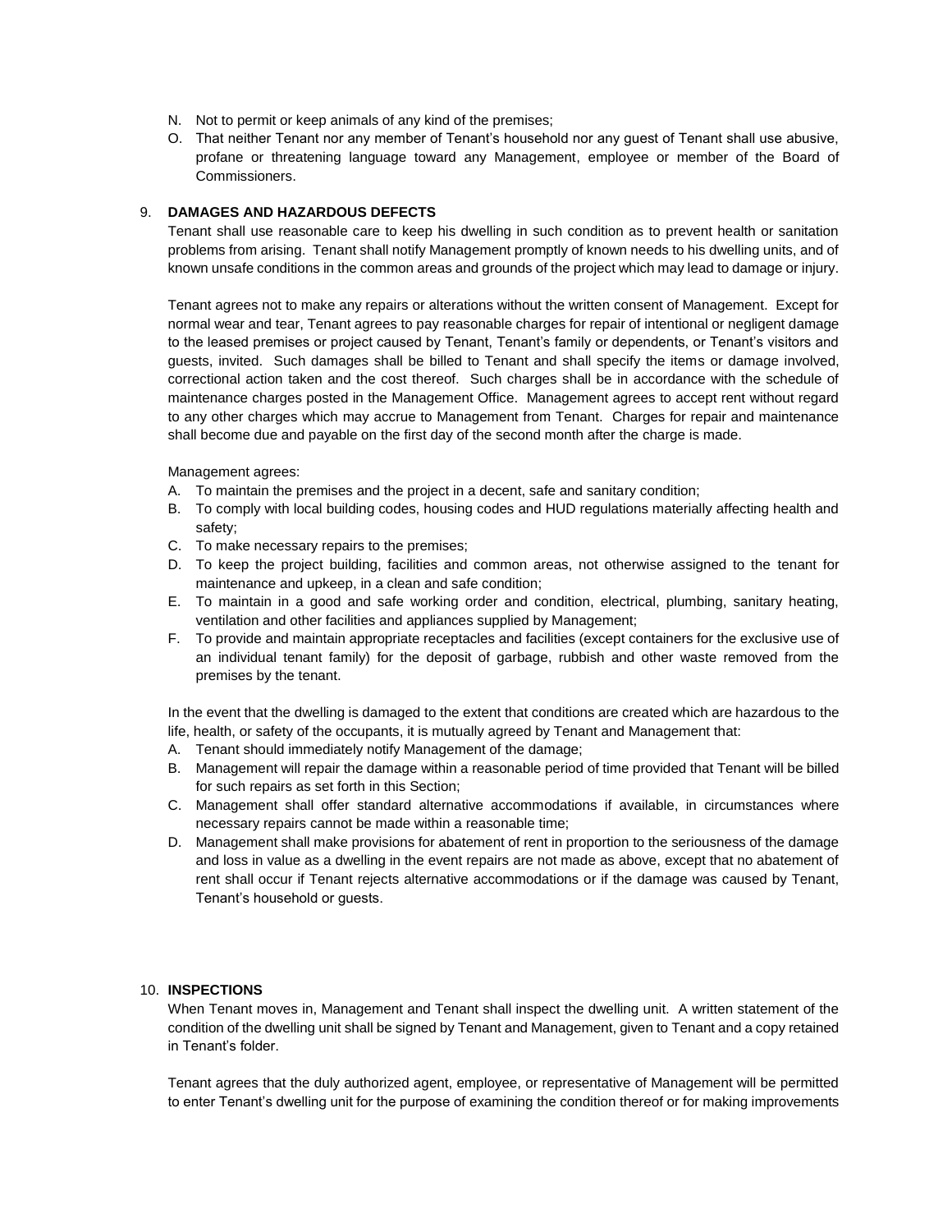N. Not to permit or keep animals of any kind of the premises;
O. That neither Tenant nor any member of Tenant's household nor any guest of Tenant shall use abusive, profane or threatening language toward any Management, employee or member of the Board of Commissioners.

9. **DAMAGES AND HAZARDOUS DEFECTS**

Tenant shall use reasonable care to keep his dwelling in such condition as to prevent health or sanitation problems from arising. Tenant shall notify Management promptly of known needs to his dwelling units, and of known unsafe conditions in the common areas and grounds of the project which may lead to damage or injury.

Tenant agrees not to make any repairs or alterations without the written consent of Management. Except for normal wear and tear, Tenant agrees to pay reasonable charges for repair of intentional or negligent damage to the leased premises or project caused by Tenant, Tenant's family or dependents, or Tenant's visitors and guests, invited. Such damages shall be billed to Tenant and shall specify the items or damage involved, correctional action taken and the cost thereof. Such charges shall be in accordance with the schedule of maintenance charges posted in the Management Office. Management agrees to accept rent without regard to any other charges which may accrue to Management from Tenant. Charges for repair and maintenance shall become due and payable on the first day of the second month after the charge is made.

Management agrees:

A. To maintain the premises and the project in a decent, safe and sanitary condition;
B. To comply with local building codes, housing codes and HUD regulations materially affecting health and safety;
C. To make necessary repairs to the premises;
D. To keep the project building, facilities and common areas, not otherwise assigned to the tenant for maintenance and upkeep, in a clean and safe condition;
E. To maintain in a good and safe working order and condition, electrical, plumbing, sanitary heating, ventilation and other facilities and appliances supplied by Management;
F. To provide and maintain appropriate receptacles and facilities (except containers for the exclusive use of an individual tenant family) for the deposit of garbage, rubbish and other waste removed from the premises by the tenant.

In the event that the dwelling is damaged to the extent that conditions are created which are hazardous to the life, health, or safety of the occupants, it is mutually agreed by Tenant and Management that:

A. Tenant should immediately notify Management of the damage;
B. Management will repair the damage within a reasonable period of time provided that Tenant will be billed for such repairs as set forth in this Section;
C. Management shall offer standard alternative accommodations if available, in circumstances where necessary repairs cannot be made within a reasonable time;
D. Management shall make provisions for abatement of rent in proportion to the seriousness of the damage and loss in value as a dwelling in the event repairs are not made as above, except that no abatement of rent shall occur if Tenant rejects alternative accommodations or if the damage was caused by Tenant, Tenant's household or guests.

10. **INSPECTIONS**

When Tenant moves in, Management and Tenant shall inspect the dwelling unit. A written statement of the condition of the dwelling unit shall be signed by Tenant and Management, given to Tenant and a copy retained in Tenant's folder.

Tenant agrees that the duly authorized agent, employee, or representative of Management will be permitted to enter Tenant's dwelling unit for the purpose of examining the condition thereof or for making improvements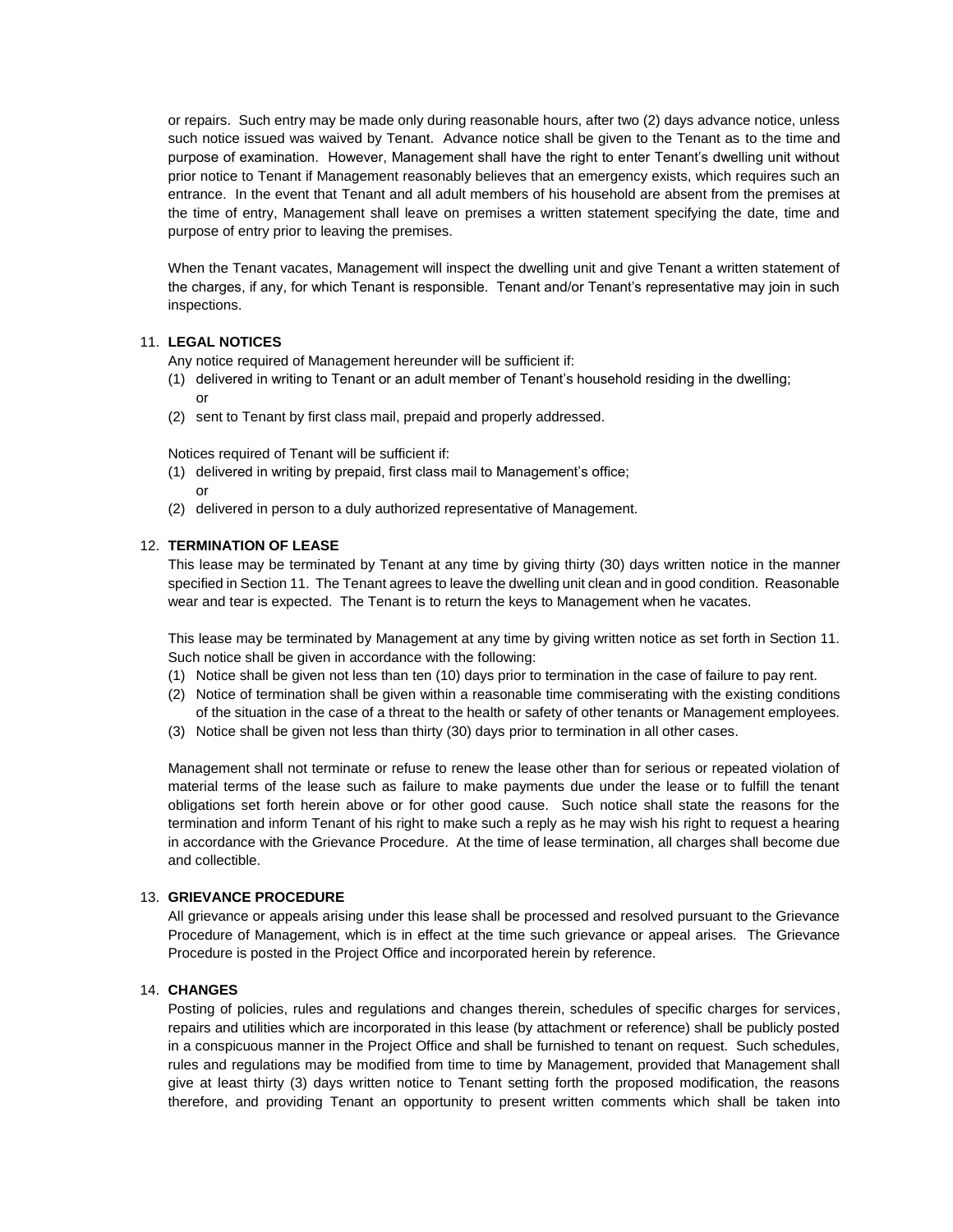or repairs. Such entry may be made only during reasonable hours, after two (2) days advance notice, unless such notice issued was waived by Tenant. Advance notice shall be given to the Tenant as to the time and purpose of examination. However, Management shall have the right to enter Tenant's dwelling unit without prior notice to Tenant if Management reasonably believes that an emergency exists, which requires such an entrance. In the event that Tenant and all adult members of his household are absent from the premises at the time of entry, Management shall leave on premises a written statement specifying the date, time and purpose of entry prior to leaving the premises.

When the Tenant vacates, Management will inspect the dwelling unit and give Tenant a written statement of the charges, if any, for which Tenant is responsible. Tenant and/or Tenant's representative may join in such inspections.

11. **LEGAL NOTICES**

Any notice required of Management hereunder will be sufficient if:

(1) delivered in writing to Tenant or an adult member of Tenant's household residing in the dwelling; or
(2) sent to Tenant by first class mail, prepaid and properly addressed.

Notices required of Tenant will be sufficient if:

(1) delivered in writing by prepaid, first class mail to Management's office; or
(2) delivered in person to a duly authorized representative of Management.

12. **TERMINATION OF LEASE**

This lease may be terminated by Tenant at any time by giving thirty (30) days written notice in the manner specified in Section 11. The Tenant agrees to leave the dwelling unit clean and in good condition. Reasonable wear and tear is expected. The Tenant is to return the keys to Management when he vacates.

This lease may be terminated by Management at any time by giving written notice as set forth in Section 11. Such notice shall be given in accordance with the following:

(1) Notice shall be given not less than ten (10) days prior to termination in the case of failure to pay rent.
(2) Notice of termination shall be given within a reasonable time commiserating with the existing conditions of the situation in the case of a threat to the health or safety of other tenants or Management employees.
(3) Notice shall be given not less than thirty (30) days prior to termination in all other cases.

Management shall not terminate or refuse to renew the lease other than for serious or repeated violation of material terms of the lease such as failure to make payments due under the lease or to fulfill the tenant obligations set forth herein above or for other good cause. Such notice shall state the reasons for the termination and inform Tenant of his right to make such a reply as he may wish his right to request a hearing in accordance with the Grievance Procedure. At the time of lease termination, all charges shall become due and collectible.

13. **GRIEVANCE PROCEDURE**

All grievance or appeals arising under this lease shall be processed and resolved pursuant to the Grievance Procedure of Management, which is in effect at the time such grievance or appeal arises. The Grievance Procedure is posted in the Project Office and incorporated herein by reference.

14. **CHANGES**

Posting of policies, rules and regulations and changes therein, schedules of specific charges for services, repairs and utilities which are incorporated in this lease (by attachment or reference) shall be publicly posted in a conspicuous manner in the Project Office and shall be furnished to tenant on request. Such schedules, rules and regulations may be modified from time to time by Management, provided that Management shall give at least thirty (3) days written notice to Tenant setting forth the proposed modification, the reasons therefore, and providing Tenant an opportunity to present written comments which shall be taken into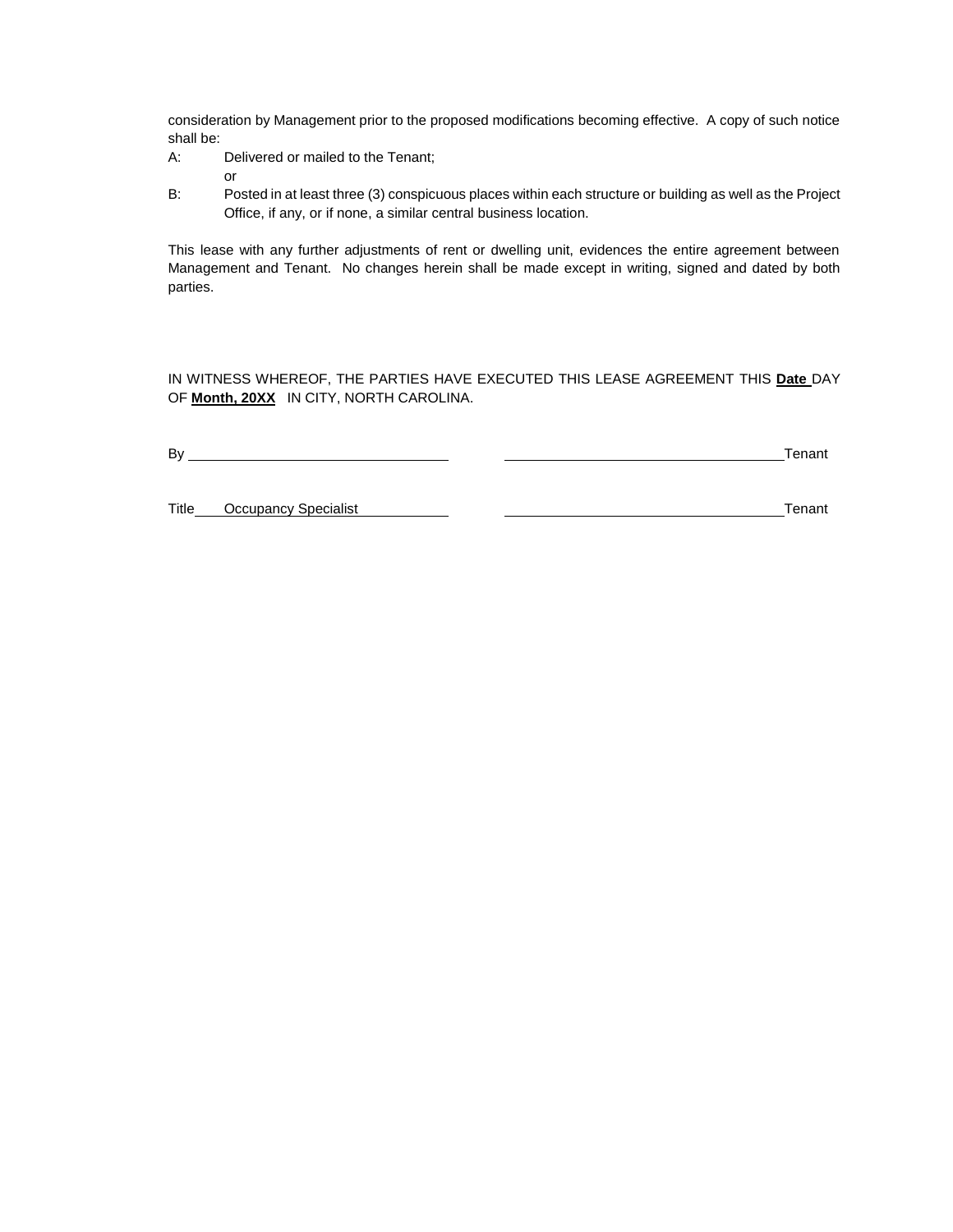consideration by Management prior to the proposed modifications becoming effective. A copy of such notice shall be:

A: Delivered or mailed to the Tenant;

or

B: Posted in at least three (3) conspicuous places within each structure or building as well as the Project Office, if any, or if none, a similar central business location.

This lease with any further adjustments of rent or dwelling unit, evidences the entire agreement between Management and Tenant. No changes herein shall be made except in writing, signed and dated by both parties.

IN WITNESS WHEREOF, THE PARTIES HAVE EXECUTED THIS LEASE AGREEMENT THIS **Date** DAY OF **Month, 20XX** IN CITY, NORTH CAROLINA.

By ______________________________ ______________________________ Tenant

Title Occupancy Specialist ______________________________ Tenant